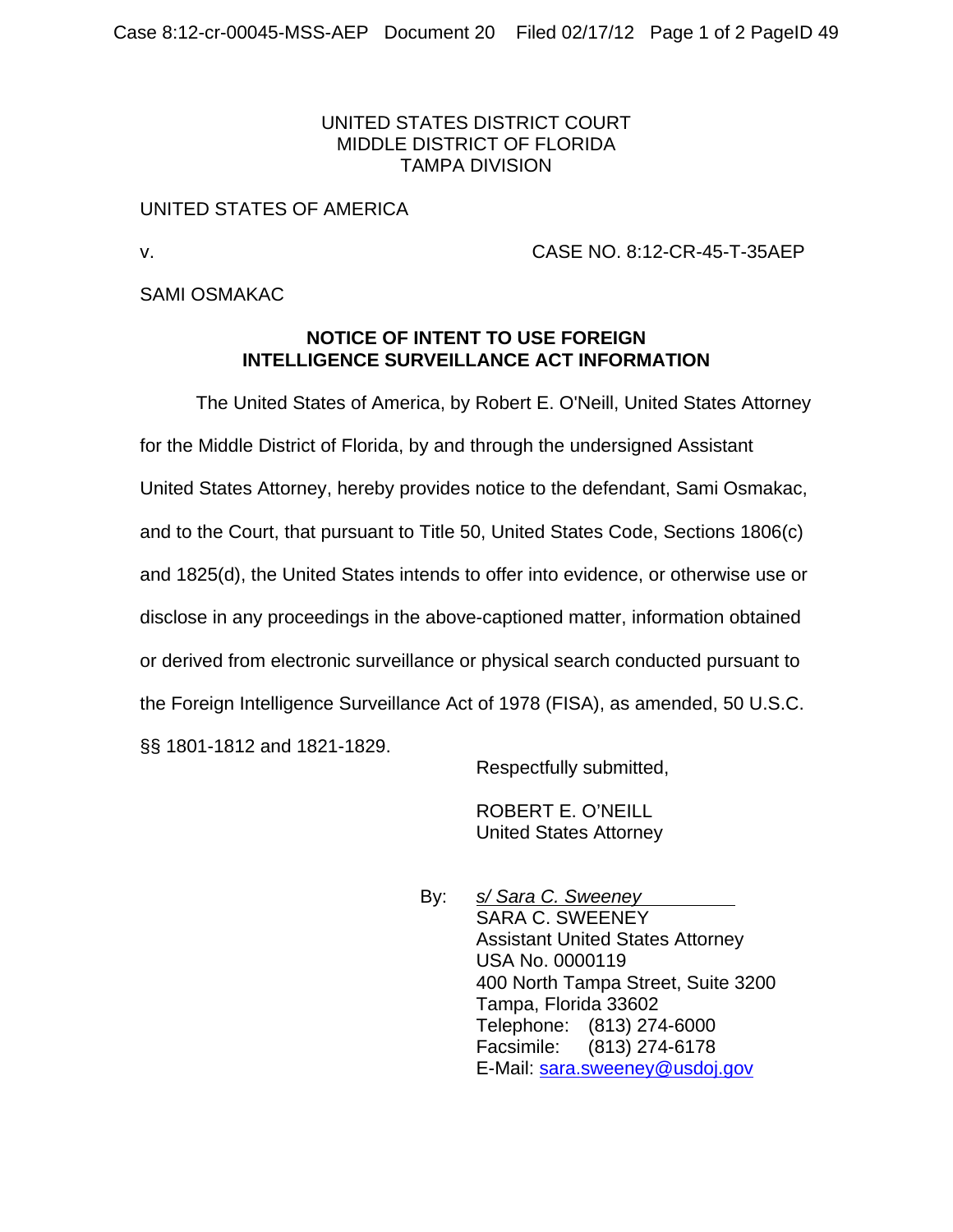UNITED STATES DISTRICT COURT
MIDDLE DISTRICT OF FLORIDA
TAMPA DIVISION

UNITED STATES OF AMERICA

v. CASE NO. 8:12-CR-45-T-35AEP

SAMI OSMAKAC

**NOTICE OF INTENT TO USE FOREIGN INTELLIGENCE SURVEILLANCE ACT INFORMATION**

The United States of America, by Robert E. O'Neill, United States Attorney for the Middle District of Florida, by and through the undersigned Assistant United States Attorney, hereby provides notice to the defendant, Sami Osmakac, and to the Court, that pursuant to Title 50, United States Code, Sections 1806(c) and 1825(d), the United States intends to offer into evidence, or otherwise use or disclose in any proceedings in the above-captioned matter, information obtained or derived from electronic surveillance or physical search conducted pursuant to the Foreign Intelligence Surveillance Act of 1978 (FISA), as amended, 50 U.S.C. §§ 1801-1812 and 1821-1829.

Respectfully submitted,

ROBERT E. O'NEILL
United States Attorney

By: *s/ Sara C. Sweeney*
SARA C. SWEENEY
Assistant United States Attorney
USA No. 0000119
400 North Tampa Street, Suite 3200
Tampa, Florida 33602
Telephone: (813) 274-6000
Facsimile: (813) 274-6178
E-Mail: sara.sweeney@usdoj.gov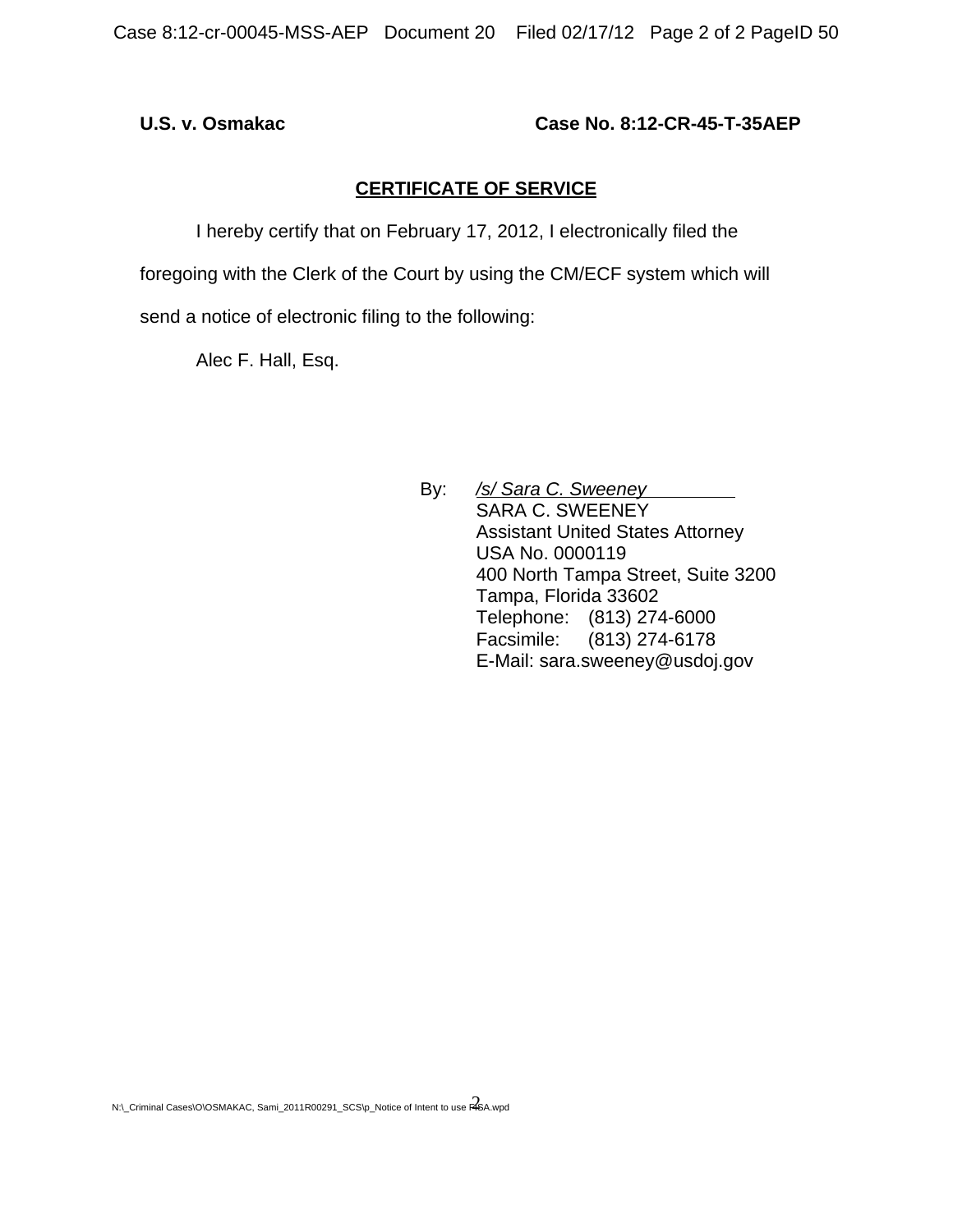**U.S. v. Osmakac** **Case No. 8:12-CR-45-T-35AEP**

## CERTIFICATE OF SERVICE

I hereby certify that on February 17, 2012, I electronically filed the foregoing with the Clerk of the Court by using the CM/ECF system which will send a notice of electronic filing to the following:

Alec F. Hall, Esq.

By: */s/ Sara C. Sweeney*
SARA C. SWEENEY
Assistant United States Attorney
USA No. 0000119
400 North Tampa Street, Suite 3200
Tampa, Florida 33602
Telephone: (813) 274-6000
Facsimile: (813) 274-6178
E-Mail: sara.sweeney@usdoj.gov

N:\_Criminal Cases\O\OSMAKAC, Sami_2011R00291_SCS\p_Notice of Intent to use FISA.wpd